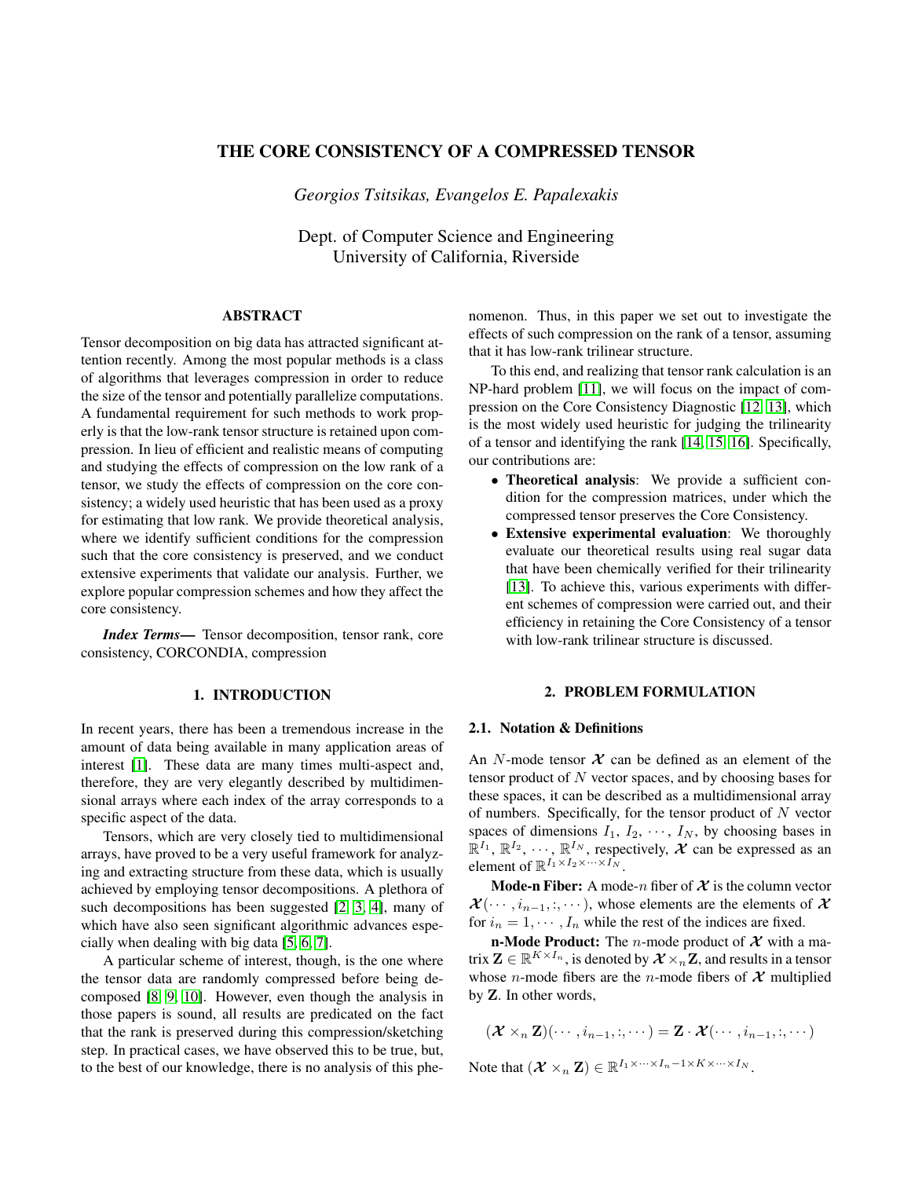# THE CORE CONSISTENCY OF A COMPRESSED TENSOR

*Georgios Tsitsikas, Evangelos E. Papalexakis*

Dept. of Computer Science and Engineering
University of California, Riverside

## ABSTRACT

Tensor decomposition on big data has attracted significant attention recently. Among the most popular methods is a class of algorithms that leverages compression in order to reduce the size of the tensor and potentially parallelize computations. A fundamental requirement for such methods to work properly is that the low-rank tensor structure is retained upon compression. In lieu of efficient and realistic means of computing and studying the effects of compression on the low rank of a tensor, we study the effects of compression on the core consistency; a widely used heuristic that has been used as a proxy for estimating that low rank. We provide theoretical analysis, where we identify sufficient conditions for the compression such that the core consistency is preserved, and we conduct extensive experiments that validate our analysis. Further, we explore popular compression schemes and how they affect the core consistency.

***Index Terms*—** Tensor decomposition, tensor rank, core consistency, CORCONDIA, compression

## 1. INTRODUCTION

In recent years, there has been a tremendous increase in the amount of data being available in many application areas of interest [1]. These data are many times multi-aspect and, therefore, they are very elegantly described by multidimensional arrays where each index of the array corresponds to a specific aspect of the data.

Tensors, which are very closely tied to multidimensional arrays, have proved to be a very useful framework for analyzing and extracting structure from these data, which is usually achieved by employing tensor decompositions. A plethora of such decompositions has been suggested [2, 3, 4], many of which have also seen significant algorithmic advances especially when dealing with big data [5, 6, 7].

A particular scheme of interest, though, is the one where the tensor data are randomly compressed before being decomposed [8, 9, 10]. However, even though the analysis in those papers is sound, all results are predicated on the fact that the rank is preserved during this compression/sketching step. In practical cases, we have observed this to be true, but, to the best of our knowledge, there is no analysis of this phenomenon. Thus, in this paper we set out to investigate the effects of such compression on the rank of a tensor, assuming that it has low-rank trilinear structure.

To this end, and realizing that tensor rank calculation is an NP-hard problem [11], we will focus on the impact of compression on the Core Consistency Diagnostic [12, 13], which is the most widely used heuristic for judging the trilinearity of a tensor and identifying the rank [14, 15, 16]. Specifically, our contributions are:

- **Theoretical analysis**: We provide a sufficient condition for the compression matrices, under which the compressed tensor preserves the Core Consistency.
- **Extensive experimental evaluation**: We thoroughly evaluate our theoretical results using real sugar data that have been chemically verified for their trilinearity [13]. To achieve this, various experiments with different schemes of compression were carried out, and their efficiency in retaining the Core Consistency of a tensor with low-rank trilinear structure is discussed.

## 2. PROBLEM FORMULATION

### 2.1. Notation & Definitions

An $N$-mode tensor $\boldsymbol{\mathcal{X}}$ can be defined as an element of the tensor product of $N$ vector spaces, and by choosing bases for these spaces, it can be described as a multidimensional array of numbers. Specifically, for the tensor product of $N$ vector spaces of dimensions $I_1, I_2, \cdots, I_N$, by choosing bases in $\mathbb{R}^{I_1}, \mathbb{R}^{I_2}, \cdots, \mathbb{R}^{I_N}$, respectively, $\boldsymbol{\mathcal{X}}$ can be expressed as an element of $\mathbb{R}^{I_1 \times I_2 \times \cdots \times I_N}$.

**Mode-n Fiber:** A mode-$n$ fiber of $\boldsymbol{\mathcal{X}}$ is the column vector $\boldsymbol{\mathcal{X}}(\cdots, i_{n-1}, :, \cdots)$, whose elements are the elements of $\boldsymbol{\mathcal{X}}$ for $i_n = 1, \cdots, I_n$ while the rest of the indices are fixed.

**n-Mode Product:** The $n$-mode product of $\boldsymbol{\mathcal{X}}$ with a matrix $\mathbf{Z} \in \mathbb{R}^{K \times I_n}$, is denoted by $\boldsymbol{\mathcal{X}} \times_n \mathbf{Z}$, and results in a tensor whose $n$-mode fibers are the $n$-mode fibers of $\boldsymbol{\mathcal{X}}$ multiplied by $\mathbf{Z}$. In other words,

$$(\boldsymbol{\mathcal{X}} \times_n \mathbf{Z})(\cdots, i_{n-1}, :, \cdots) = \mathbf{Z} \cdot \boldsymbol{\mathcal{X}}(\cdots, i_{n-1}, :, \cdots)$$

Note that $(\boldsymbol{\mathcal{X}} \times_n \mathbf{Z}) \in \mathbb{R}^{I_1 \times \cdots \times I_n - 1 \times K \times \cdots \times I_N}$.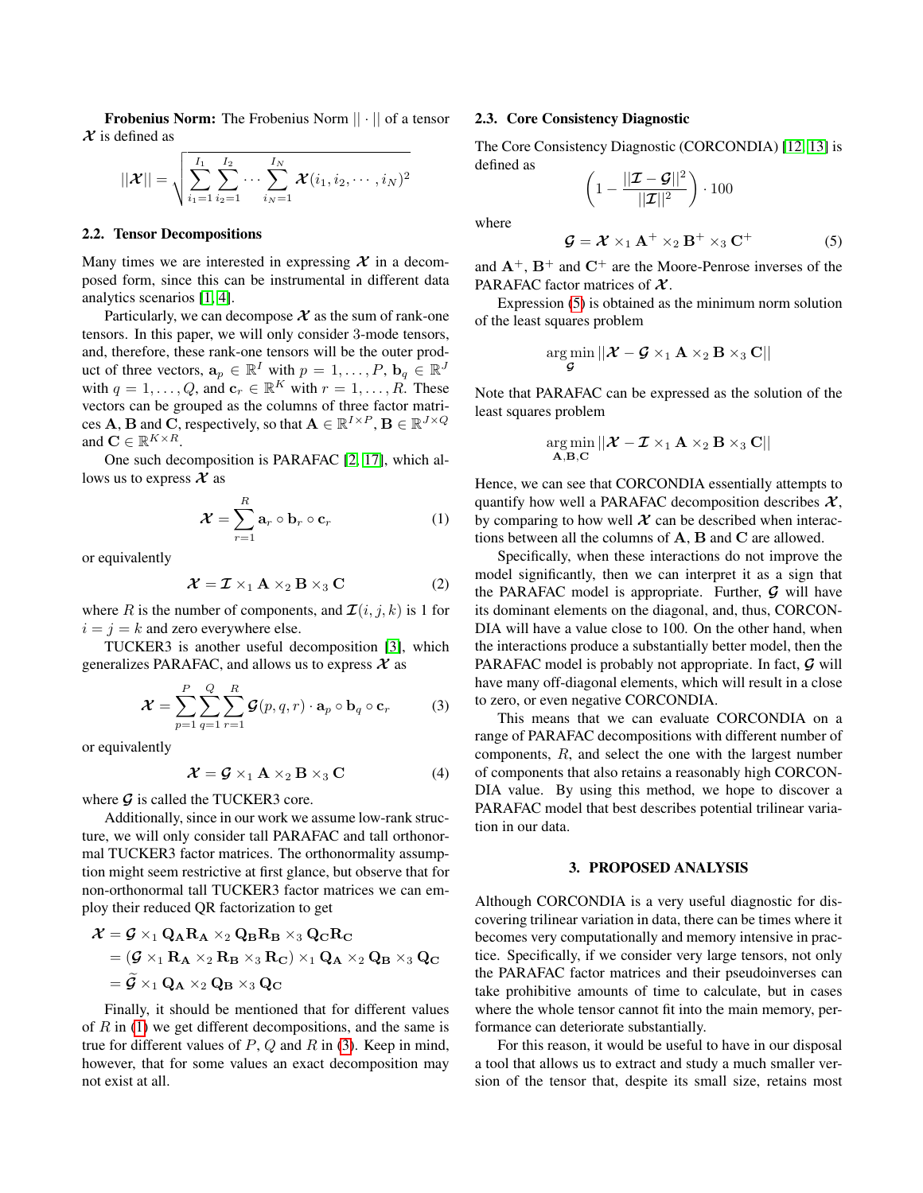**Frobenius Norm:** The Frobenius Norm $||\cdot||$ of a tensor $\boldsymbol{\mathcal{X}}$ is defined as

$$||\boldsymbol{\mathcal{X}}|| = \sqrt{\sum_{i_1=1}^{I_1}\sum_{i_2=1}^{I_2}\cdots\sum_{i_N=1}^{I_N}\boldsymbol{\mathcal{X}}(i_1, i_2, \cdots, i_N)^2}$$

### 2.2. Tensor Decompositions

Many times we are interested in expressing $\boldsymbol{\mathcal{X}}$ in a decomposed form, since this can be instrumental in different data analytics scenarios [1, 4].

Particularly, we can decompose $\boldsymbol{\mathcal{X}}$ as the sum of rank-one tensors. In this paper, we will only consider 3-mode tensors, and, therefore, these rank-one tensors will be the outer product of three vectors, $\mathbf{a}_p \in \mathbb{R}^I$ with $p = 1, \ldots, P$, $\mathbf{b}_q \in \mathbb{R}^J$ with $q = 1, \ldots, Q$, and $\mathbf{c}_r \in \mathbb{R}^K$ with $r = 1, \ldots, R$. These vectors can be grouped as the columns of three factor matrices $\mathbf{A}$, $\mathbf{B}$ and $\mathbf{C}$, respectively, so that $\mathbf{A} \in \mathbb{R}^{I\times P}$, $\mathbf{B} \in \mathbb{R}^{J\times Q}$ and $\mathbf{C} \in \mathbb{R}^{K\times R}$.

One such decomposition is PARAFAC [2, 17], which allows us to express $\boldsymbol{\mathcal{X}}$ as

$$\boldsymbol{\mathcal{X}} = \sum_{r=1}^{R} \mathbf{a}_r \circ \mathbf{b}_r \circ \mathbf{c}_r \tag{1}$$

or equivalently

$$\boldsymbol{\mathcal{X}} = \boldsymbol{\mathcal{I}} \times_1 \mathbf{A} \times_2 \mathbf{B} \times_3 \mathbf{C} \tag{2}$$

where $R$ is the number of components, and $\boldsymbol{\mathcal{I}}(i, j, k)$ is 1 for $i = j = k$ and zero everywhere else.

TUCKER3 is another useful decomposition [3], which generalizes PARAFAC, and allows us to express $\boldsymbol{\mathcal{X}}$ as

$$\boldsymbol{\mathcal{X}} = \sum_{p=1}^{P}\sum_{q=1}^{Q}\sum_{r=1}^{R} \boldsymbol{\mathcal{G}}(p, q, r)\cdot \mathbf{a}_p \circ \mathbf{b}_q \circ \mathbf{c}_r \tag{3}$$

or equivalently

$$\boldsymbol{\mathcal{X}} = \boldsymbol{\mathcal{G}} \times_1 \mathbf{A} \times_2 \mathbf{B} \times_3 \mathbf{C} \tag{4}$$

where $\boldsymbol{\mathcal{G}}$ is called the TUCKER3 core.

Additionally, since in our work we assume low-rank structure, we will only consider tall PARAFAC and tall orthonormal TUCKER3 factor matrices. The orthonormality assumption might seem restrictive at first glance, but observe that for non-orthonormal tall TUCKER3 factor matrices we can employ their reduced QR factorization to get

$$\begin{aligned}
\boldsymbol{\mathcal{X}} &= \boldsymbol{\mathcal{G}} \times_1 \mathbf{Q_A R_A} \times_2 \mathbf{Q_B R_B} \times_3 \mathbf{Q_C R_C} \\
&= (\boldsymbol{\mathcal{G}} \times_1 \mathbf{R_A} \times_2 \mathbf{R_B} \times_3 \mathbf{R_C}) \times_1 \mathbf{Q_A} \times_2 \mathbf{Q_B} \times_3 \mathbf{Q_C} \\
&= \widetilde{\boldsymbol{\mathcal{G}}} \times_1 \mathbf{Q_A} \times_2 \mathbf{Q_B} \times_3 \mathbf{Q_C}
\end{aligned}$$

Finally, it should be mentioned that for different values of $R$ in (1) we get different decompositions, and the same is true for different values of $P$, $Q$ and $R$ in (3). Keep in mind, however, that for some values an exact decomposition may not exist at all.

### 2.3. Core Consistency Diagnostic

The Core Consistency Diagnostic (CORCONDIA) [12, 13] is defined as

$$\left(1 - \frac{||\boldsymbol{\mathcal{I}} - \boldsymbol{\mathcal{G}}||^2}{||\boldsymbol{\mathcal{I}}||^2}\right)\cdot 100$$

where

$$\boldsymbol{\mathcal{G}} = \boldsymbol{\mathcal{X}} \times_1 \mathbf{A}^+ \times_2 \mathbf{B}^+ \times_3 \mathbf{C}^+ \tag{5}$$

and $\mathbf{A}^+$, $\mathbf{B}^+$ and $\mathbf{C}^+$ are the Moore-Penrose inverses of the PARAFAC factor matrices of $\boldsymbol{\mathcal{X}}$.

Expression (5) is obtained as the minimum norm solution of the least squares problem

$$\underset{\boldsymbol{\mathcal{G}}}{\arg\min}\, ||\boldsymbol{\mathcal{X}} - \boldsymbol{\mathcal{G}} \times_1 \mathbf{A} \times_2 \mathbf{B} \times_3 \mathbf{C}||$$

Note that PARAFAC can be expressed as the solution of the least squares problem

$$\underset{\mathbf{A},\mathbf{B},\mathbf{C}}{\arg\min}\, ||\boldsymbol{\mathcal{X}} - \boldsymbol{\mathcal{I}} \times_1 \mathbf{A} \times_2 \mathbf{B} \times_3 \mathbf{C}||$$

Hence, we can see that CORCONDIA essentially attempts to quantify how well a PARAFAC decomposition describes $\boldsymbol{\mathcal{X}}$, by comparing to how well $\boldsymbol{\mathcal{X}}$ can be described when interactions between all the columns of $\mathbf{A}$, $\mathbf{B}$ and $\mathbf{C}$ are allowed.

Specifically, when these interactions do not improve the model significantly, then we can interpret it as a sign that the PARAFAC model is appropriate. Further, $\boldsymbol{\mathcal{G}}$ will have its dominant elements on the diagonal, and, thus, CORCONDIA will have a value close to 100. On the other hand, when the interactions produce a substantially better model, then the PARAFAC model is probably not appropriate. In fact, $\boldsymbol{\mathcal{G}}$ will have many off-diagonal elements, which will result in a close to zero, or even negative CORCONDIA.

This means that we can evaluate CORCONDIA on a range of PARAFAC decompositions with different number of components, $R$, and select the one with the largest number of components that also retains a reasonably high CORCONDIA value. By using this method, we hope to discover a PARAFAC model that best describes potential trilinear variation in our data.

## 3. PROPOSED ANALYSIS

Although CORCONDIA is a very useful diagnostic for discovering trilinear variation in data, there can be times where it becomes very computationally and memory intensive in practice. Specifically, if we consider very large tensors, not only the PARAFAC factor matrices and their pseudoinverses can take prohibitive amounts of time to calculate, but in cases where the whole tensor cannot fit into the main memory, performance can deteriorate substantially.

For this reason, it would be useful to have in our disposal a tool that allows us to extract and study a much smaller version of the tensor that, despite its small size, retains most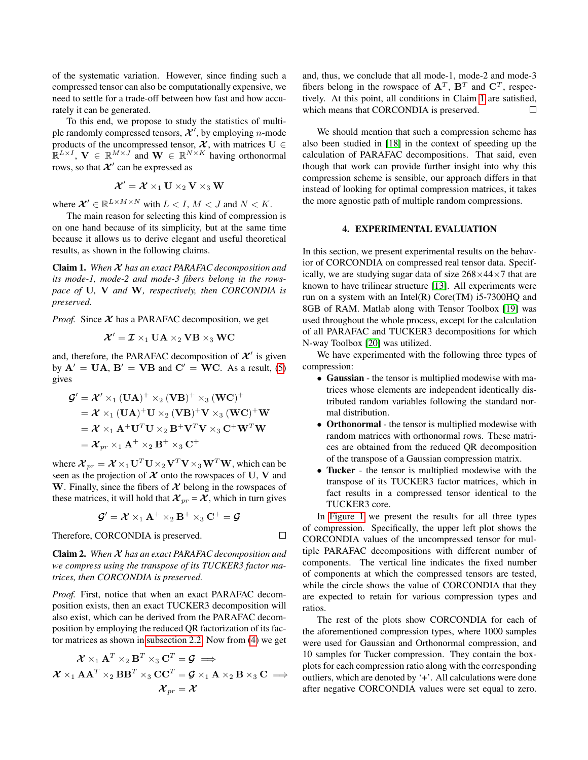of the systematic variation. However, since finding such a compressed tensor can also be computationally expensive, we need to settle for a trade-off between how fast and how accurately it can be generated.

To this end, we propose to study the statistics of multiple randomly compressed tensors, $\mathcal{X}'$, by employing $n$-mode products of the uncompressed tensor, $\mathcal{X}$, with matrices $\mathbf{U} \in \mathbb{R}^{L\times I}$, $\mathbf{V} \in \mathbb{R}^{M\times J}$ and $\mathbf{W} \in \mathbb{R}^{N\times K}$ having orthonormal rows, so that $\mathcal{X}'$ can be expressed as

$$\mathcal{X}' = \mathcal{X} \times_1 \mathbf{U} \times_2 \mathbf{V} \times_3 \mathbf{W}$$

where $\mathcal{X}' \in \mathbb{R}^{L\times M\times N}$ with $L < I$, $M < J$ and $N < K$.

The main reason for selecting this kind of compression is on one hand because of its simplicity, but at the same time because it allows us to derive elegant and useful theoretical results, as shown in the following claims.

**Claim 1.** *When $\mathcal{X}$ has an exact PARAFAC decomposition and its mode-1, mode-2 and mode-3 fibers belong in the rowspace of* $\mathbf{U}$, $\mathbf{V}$ *and* $\mathbf{W}$*, respectively, then CORCONDIA is preserved.*

*Proof.* Since $\mathcal{X}$ has a PARAFAC decomposition, we get

$$\mathcal{X}' = \mathcal{I} \times_1 \mathbf{UA} \times_2 \mathbf{VB} \times_3 \mathbf{WC}$$

and, therefore, the PARAFAC decomposition of $\mathcal{X}'$ is given by $\mathbf{A}' = \mathbf{UA}$, $\mathbf{B}' = \mathbf{VB}$ and $\mathbf{C}' = \mathbf{WC}$. As a result, (5) gives

$$\begin{aligned}
\mathcal{G}' &= \mathcal{X}' \times_1 (\mathbf{UA})^+ \times_2 (\mathbf{VB})^+ \times_3 (\mathbf{WC})^+ \\
&= \mathcal{X} \times_1 (\mathbf{UA})^+\mathbf{U} \times_2 (\mathbf{VB})^+\mathbf{V} \times_3 (\mathbf{WC})^+\mathbf{W} \\
&= \mathcal{X} \times_1 \mathbf{A}^+\mathbf{U}^T\mathbf{U} \times_2 \mathbf{B}^+\mathbf{V}^T\mathbf{V} \times_3 \mathbf{C}^+\mathbf{W}^T\mathbf{W} \\
&= \mathcal{X}_{pr} \times_1 \mathbf{A}^+ \times_2 \mathbf{B}^+ \times_3 \mathbf{C}^+
\end{aligned}$$

where $\mathcal{X}_{pr} = \mathcal{X} \times_1 \mathbf{U}^T\mathbf{U} \times_2 \mathbf{V}^T\mathbf{V} \times_3 \mathbf{W}^T\mathbf{W}$, which can be seen as the projection of $\mathcal{X}$ onto the rowspaces of $\mathbf{U}$, $\mathbf{V}$ and $\mathbf{W}$. Finally, since the fibers of $\mathcal{X}$ belong in the rowspaces of these matrices, it will hold that $\mathcal{X}_{pr} = \mathcal{X}$, which in turn gives

$$\mathcal{G}' = \mathcal{X} \times_1 \mathbf{A}^+ \times_2 \mathbf{B}^+ \times_3 \mathbf{C}^+ = \mathcal{G}$$

Therefore, CORCONDIA is preserved. □

**Claim 2.** *When $\mathcal{X}$ has an exact PARAFAC decomposition and we compress using the transpose of its TUCKER3 factor matrices, then CORCONDIA is preserved.*

*Proof.* First, notice that when an exact PARAFAC decomposition exists, then an exact TUCKER3 decomposition will also exist, which can be derived from the PARAFAC decomposition by employing the reduced QR factorization of its factor matrices as shown in subsection 2.2. Now from (4) we get

$$\mathcal{X} \times_1 \mathbf{A}^T \times_2 \mathbf{B}^T \times_3 \mathbf{C}^T = \mathcal{G} \implies$$
$$\mathcal{X} \times_1 \mathbf{AA}^T \times_2 \mathbf{BB}^T \times_3 \mathbf{CC}^T = \mathcal{G} \times_1 \mathbf{A} \times_2 \mathbf{B} \times_3 \mathbf{C} \implies$$
$$\mathcal{X}_{pr} = \mathcal{X}$$

and, thus, we conclude that all mode-1, mode-2 and mode-3 fibers belong in the rowspace of $\mathbf{A}^T$, $\mathbf{B}^T$ and $\mathbf{C}^T$, respectively. At this point, all conditions in Claim 1 are satisfied, which means that CORCONDIA is preserved. □

We should mention that such a compression scheme has also been studied in [18] in the context of speeding up the calculation of PARAFAC decompositions. That said, even though that work can provide further insight into why this compression scheme is sensible, our approach differs in that instead of looking for optimal compression matrices, it takes the more agnostic path of multiple random compressions.

## 4. EXPERIMENTAL EVALUATION

In this section, we present experimental results on the behavior of CORCONDIA on compressed real tensor data. Specifically, we are studying sugar data of size $268\times44\times7$ that are known to have trilinear structure [13]. All experiments were run on a system with an Intel(R) Core(TM) i5-7300HQ and 8GB of RAM. Matlab along with Tensor Toolbox [19] was used throughout the whole process, except for the calculation of all PARAFAC and TUCKER3 decompositions for which N-way Toolbox [20] was utilized.

We have experimented with the following three types of compression:

- **Gaussian** - the tensor is multiplied modewise with matrices whose elements are independent identically distributed random variables following the standard normal distribution.
- **Orthonormal** - the tensor is multiplied modewise with random matrices with orthonormal rows. These matrices are obtained from the reduced QR decomposition of the transpose of a Gaussian compression matrix.
- **Tucker** - the tensor is multiplied modewise with the transpose of its TUCKER3 factor matrices, which in fact results in a compressed tensor identical to the TUCKER3 core.

In Figure 1 we present the results for all three types of compression. Specifically, the upper left plot shows the CORCONDIA values of the uncompressed tensor for multiple PARAFAC decompositions with different number of components. The vertical line indicates the fixed number of components at which the compressed tensors are tested, while the circle shows the value of CORCONDIA that they are expected to retain for various compression types and ratios.

The rest of the plots show CORCONDIA for each of the aforementioned compression types, where 1000 samples were used for Gaussian and Orthonormal compression, and 10 samples for Tucker compression. They contain the boxplots for each compression ratio along with the corresponding outliers, which are denoted by '+'. All calculations were done after negative CORCONDIA values were set equal to zero.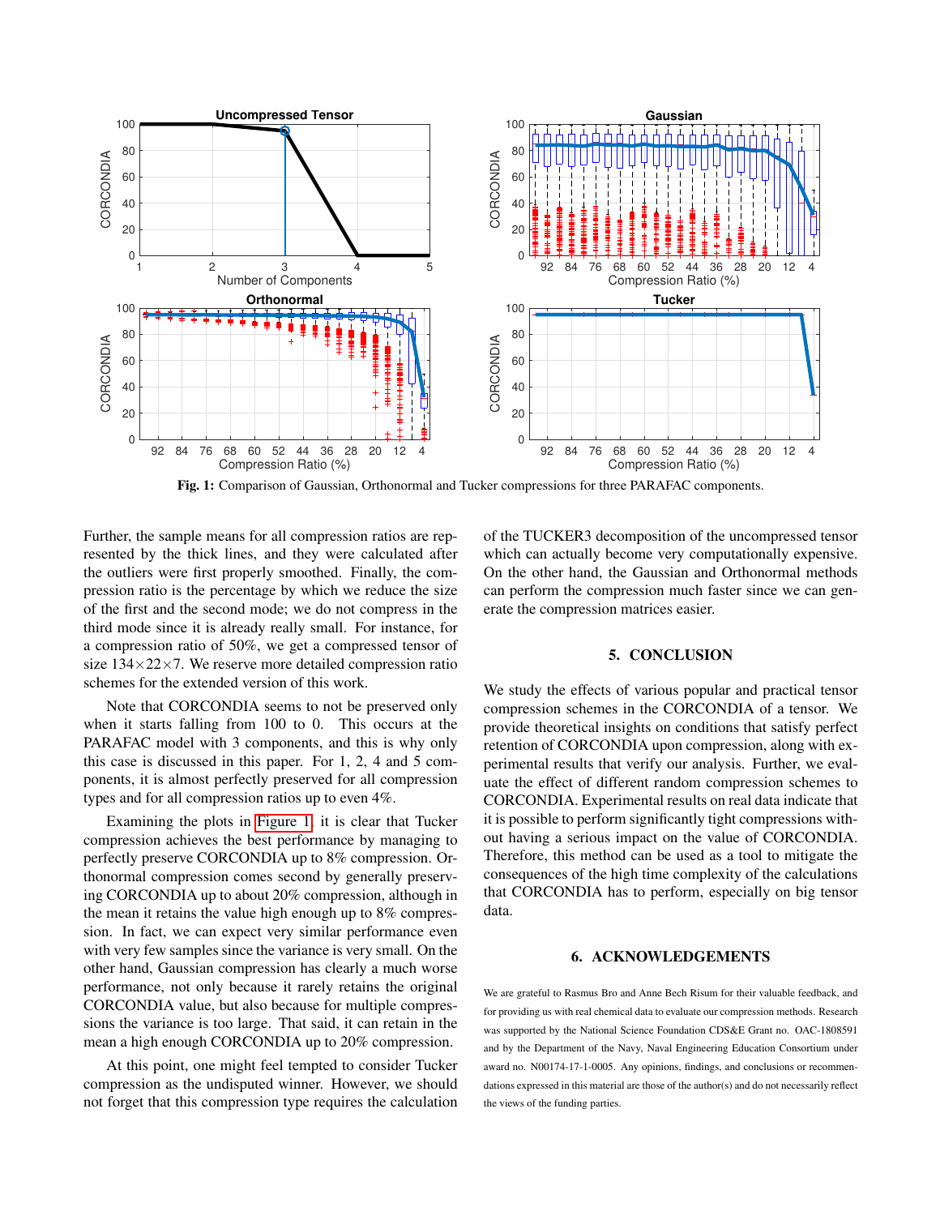Uncompressed Tensor

100
80
60
40
20
0

CORCONDIA

1 2 3 4 5

Number of Components

Gaussian

100
80
60
40
20
0

CORCONDIA

92 84 76 68 60 52 44 36 28 20 12 4

Compression Ratio (%)

Orthonormal

100
80
60
40
20
0

CORCONDIA

92 84 76 68 60 52 44 36 28 20 12 4

Compression Ratio (%)

Tucker

100
80
60
40
20
0

CORCONDIA

92 84 76 68 60 52 44 36 28 20 12 4

Compression Ratio (%)

**Fig. 1:** Comparison of Gaussian, Orthonormal and Tucker compressions for three PARAFAC components.

Further, the sample means for all compression ratios are represented by the thick lines, and they were calculated after the outliers were first properly smoothed. Finally, the compression ratio is the percentage by which we reduce the size of the first and the second mode; we do not compress in the third mode since it is already really small. For instance, for a compression ratio of 50%, we get a compressed tensor of size $134 \times 22 \times 7$. We reserve more detailed compression ratio schemes for the extended version of this work.

Note that CORCONDIA seems to not be preserved only when it starts falling from 100 to 0. This occurs at the PARAFAC model with 3 components, and this is why only this case is discussed in this paper. For 1, 2, 4 and 5 components, it is almost perfectly preserved for all compression types and for all compression ratios up to even 4%.

Examining the plots in Figure 1, it is clear that Tucker compression achieves the best performance by managing to perfectly preserve CORCONDIA up to 8% compression. Orthonormal compression comes second by generally preserving CORCONDIA up to about 20% compression, although in the mean it retains the value high enough up to 8% compression. In fact, we can expect very similar performance even with very few samples since the variance is very small. On the other hand, Gaussian compression has clearly a much worse performance, not only because it rarely retains the original CORCONDIA value, but also because for multiple compressions the variance is too large. That said, it can retain in the mean a high enough CORCONDIA up to 20% compression.

At this point, one might feel tempted to consider Tucker compression as the undisputed winner. However, we should not forget that this compression type requires the calculation of the TUCKER3 decomposition of the uncompressed tensor which can actually become very computationally expensive. On the other hand, the Gaussian and Orthonormal methods can perform the compression much faster since we can generate the compression matrices easier.

## 5. CONCLUSION

We study the effects of various popular and practical tensor compression schemes in the CORCONDIA of a tensor. We provide theoretical insights on conditions that satisfy perfect retention of CORCONDIA upon compression, along with experimental results that verify our analysis. Further, we evaluate the effect of different random compression schemes to CORCONDIA. Experimental results on real data indicate that it is possible to perform significantly tight compressions without having a serious impact on the value of CORCONDIA. Therefore, this method can be used as a tool to mitigate the consequences of the high time complexity of the calculations that CORCONDIA has to perform, especially on big tensor data.

## 6. ACKNOWLEDGEMENTS

We are grateful to Rasmus Bro and Anne Bech Risum for their valuable feedback, and for providing us with real chemical data to evaluate our compression methods. Research was supported by the National Science Foundation CDS&E Grant no. OAC-1808591 and by the Department of the Navy, Naval Engineering Education Consortium under award no. N00174-17-1-0005. Any opinions, findings, and conclusions or recommendations expressed in this material are those of the author(s) and do not necessarily reflect the views of the funding parties.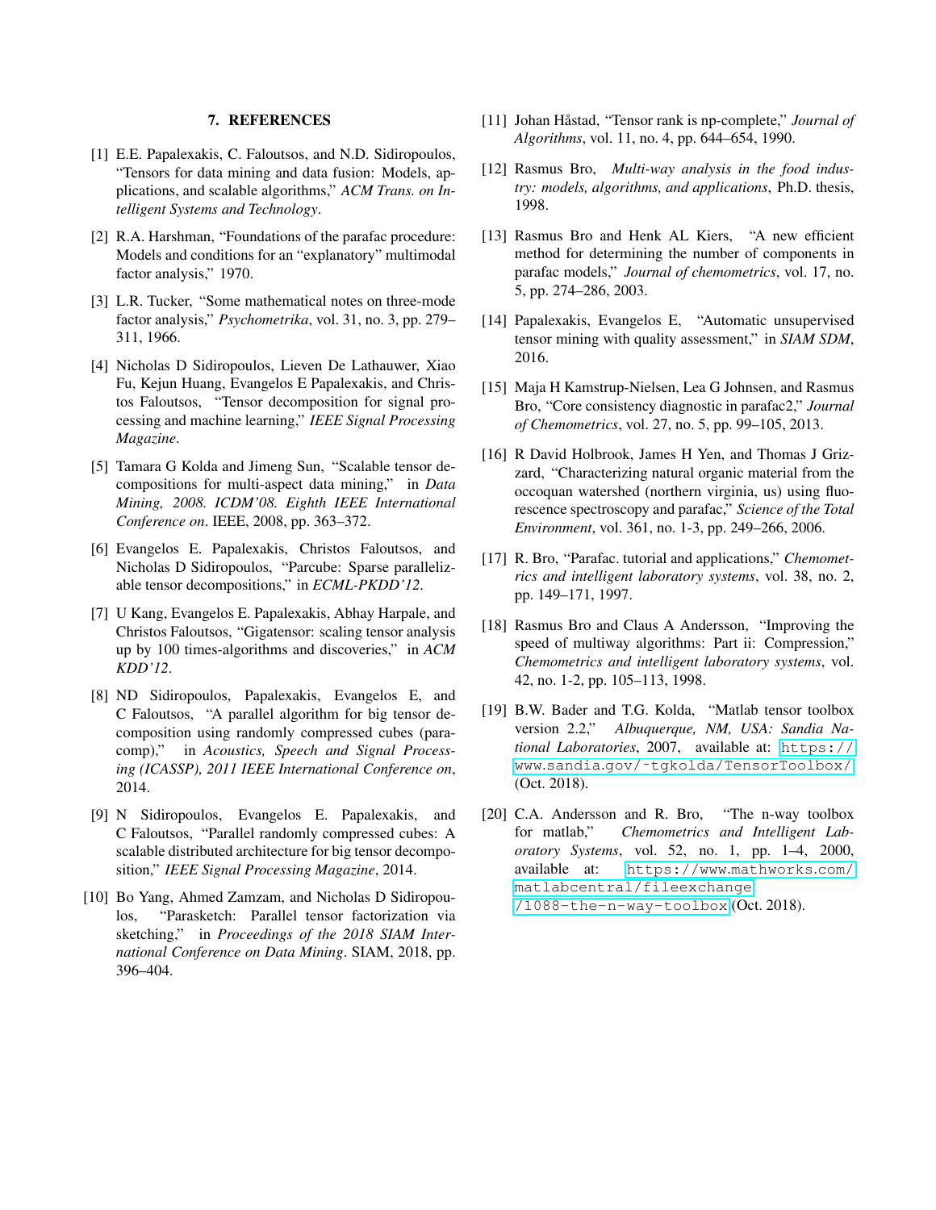## 7. REFERENCES

[1] E.E. Papalexakis, C. Faloutsos, and N.D. Sidiropoulos, "Tensors for data mining and data fusion: Models, applications, and scalable algorithms," *ACM Trans. on Intelligent Systems and Technology*.

[2] R.A. Harshman, "Foundations of the parafac procedure: Models and conditions for an "explanatory" multimodal factor analysis," 1970.

[3] L.R. Tucker, "Some mathematical notes on three-mode factor analysis," *Psychometrika*, vol. 31, no. 3, pp. 279–311, 1966.

[4] Nicholas D Sidiropoulos, Lieven De Lathauwer, Xiao Fu, Kejun Huang, Evangelos E Papalexakis, and Christos Faloutsos, "Tensor decomposition for signal processing and machine learning," *IEEE Signal Processing Magazine*.

[5] Tamara G Kolda and Jimeng Sun, "Scalable tensor decompositions for multi-aspect data mining," in *Data Mining, 2008. ICDM'08. Eighth IEEE International Conference on*. IEEE, 2008, pp. 363–372.

[6] Evangelos E. Papalexakis, Christos Faloutsos, and Nicholas D Sidiropoulos, "Parcube: Sparse parallelizable tensor decompositions," in *ECML-PKDD'12*.

[7] U Kang, Evangelos E. Papalexakis, Abhay Harpale, and Christos Faloutsos, "Gigatensor: scaling tensor analysis up by 100 times-algorithms and discoveries," in *ACM KDD'12*.

[8] ND Sidiropoulos, Papalexakis, Evangelos E, and C Faloutsos, "A parallel algorithm for big tensor decomposition using randomly compressed cubes (paracomp)," in *Acoustics, Speech and Signal Processing (ICASSP), 2011 IEEE International Conference on*, 2014.

[9] N Sidiropoulos, Evangelos E. Papalexakis, and C Faloutsos, "Parallel randomly compressed cubes: A scalable distributed architecture for big tensor decomposition," *IEEE Signal Processing Magazine*, 2014.

[10] Bo Yang, Ahmed Zamzam, and Nicholas D Sidiropoulos, "Parasketch: Parallel tensor factorization via sketching," in *Proceedings of the 2018 SIAM International Conference on Data Mining*. SIAM, 2018, pp. 396–404.

[11] Johan Håstad, "Tensor rank is np-complete," *Journal of Algorithms*, vol. 11, no. 4, pp. 644–654, 1990.

[12] Rasmus Bro, *Multi-way analysis in the food industry: models, algorithms, and applications*, Ph.D. thesis, 1998.

[13] Rasmus Bro and Henk AL Kiers, "A new efficient method for determining the number of components in parafac models," *Journal of chemometrics*, vol. 17, no. 5, pp. 274–286, 2003.

[14] Papalexakis, Evangelos E, "Automatic unsupervised tensor mining with quality assessment," in *SIAM SDM*, 2016.

[15] Maja H Kamstrup-Nielsen, Lea G Johnsen, and Rasmus Bro, "Core consistency diagnostic in parafac2," *Journal of Chemometrics*, vol. 27, no. 5, pp. 99–105, 2013.

[16] R David Holbrook, James H Yen, and Thomas J Grizzard, "Characterizing natural organic material from the occoquan watershed (northern virginia, us) using fluorescence spectroscopy and parafac," *Science of the Total Environment*, vol. 361, no. 1-3, pp. 249–266, 2006.

[17] R. Bro, "Parafac. tutorial and applications," *Chemometrics and intelligent laboratory systems*, vol. 38, no. 2, pp. 149–171, 1997.

[18] Rasmus Bro and Claus A Andersson, "Improving the speed of multiway algorithms: Part ii: Compression," *Chemometrics and intelligent laboratory systems*, vol. 42, no. 1-2, pp. 105–113, 1998.

[19] B.W. Bader and T.G. Kolda, "Matlab tensor toolbox version 2.2," *Albuquerque, NM, USA: Sandia National Laboratories*, 2007, available at: https://www.sandia.gov/~tgkolda/TensorToolbox/ (Oct. 2018).

[20] C.A. Andersson and R. Bro, "The n-way toolbox for matlab," *Chemometrics and Intelligent Laboratory Systems*, vol. 52, no. 1, pp. 1–4, 2000, available at: https://www.mathworks.com/matlabcentral/fileexchange/1088-the-n-way-toolbox (Oct. 2018).